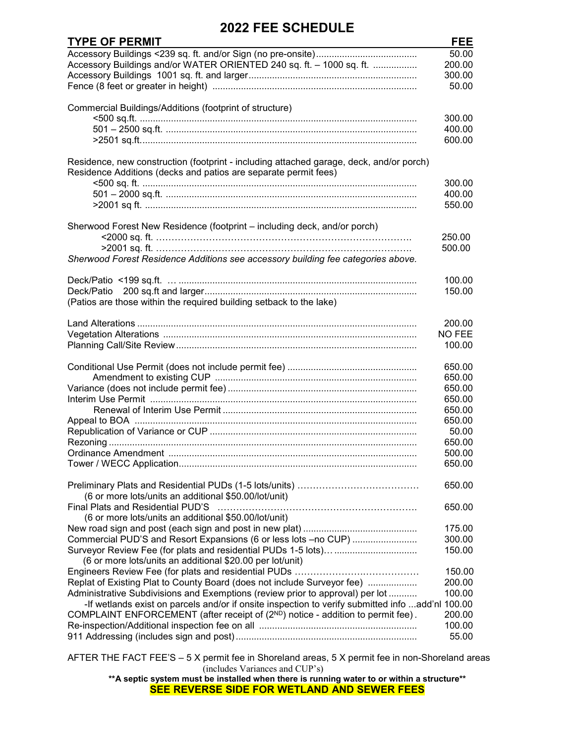# 2022 FEE SCHEDULE

| TYPE OF PERMIT | FEE |
|---|---|
| Accessory Buildings <239 sq. ft. and/or Sign (no pre-onsite) | 50.00 |
| Accessory Buildings and/or WATER ORIENTED 240 sq. ft. – 1000 sq. ft. | 200.00 |
| Accessory Buildings 1001 sq. ft. and larger | 300.00 |
| Fence (8 feet or greater in height) | 50.00 |
| | |
| Commercial Buildings/Additions (footprint of structure) | |
| <500 sq.ft. | 300.00 |
| 501 – 2500 sq.ft. | 400.00 |
| >2501 sq.ft. | 600.00 |
| | |
| Residence, new construction (footprint - including attached garage, deck, and/or porch) | |
| Residence Additions (decks and patios are separate permit fees) | |
| <500 sq. ft. | 300.00 |
| 501 – 2000 sq.ft. | 400.00 |
| >2001 sq ft. | 550.00 |
| | |
| Sherwood Forest New Residence (footprint – including deck, and/or porch) | |
| <2000 sq. ft. | 250.00 |
| >2001 sq. ft. | 500.00 |
| *Sherwood Forest Residence Additions see accessory building fee categories above.* | |
| | |
| Deck/Patio <199 sq.ft. | 100.00 |
| Deck/Patio 200 sq.ft and larger | 150.00 |
| (Patios are those within the required building setback to the lake) | |
| | |
| Land Alterations | 200.00 |
| Vegetation Alterations | NO FEE |
| Planning Call/Site Review | 100.00 |
| | |
| Conditional Use Permit (does not include permit fee) | 650.00 |
| Amendment to existing CUP | 650.00 |
| Variance (does not include permit fee) | 650.00 |
| Interim Use Permit | 650.00 |
| Renewal of Interim Use Permit | 650.00 |
| Appeal to BOA | 650.00 |
| Republication of Variance or CUP | 50.00 |
| Rezoning | 650.00 |
| Ordinance Amendment | 500.00 |
| Tower / WECC Application | 650.00 |
| | |
| Preliminary Plats and Residential PUDs (1-5 lots/units) (6 or more lots/units an additional $50.00/lot/unit) | 650.00 |
| Final Plats and Residential PUD'S (6 or more lots/units an additional $50.00/lot/unit) | 650.00 |
| New road sign and post (each sign and post in new plat) | 175.00 |
| Commercial PUD'S and Resort Expansions (6 or less lots –no CUP) | 300.00 |
| Surveyor Review Fee (for plats and residential PUDs 1-5 lots)… (6 or more lots/units an additional $20.00 per lot/unit) | 150.00 |
| Engineers Review Fee (for plats and residential PUDs | 150.00 |
| Replat of Existing Plat to County Board (does not include Surveyor fee) | 200.00 |
| Administrative Subdivisions and Exemptions (review prior to approval) per lot | 100.00 |
| -If wetlands exist on parcels and/or if onsite inspection to verify submitted info ...add'nl | 100.00 |
| COMPLAINT ENFORCEMENT (after receipt of (2ND) notice - addition to permit fee) | 200.00 |
| Re-inspection/Additional inspection fee on all | 100.00 |
| 911 Addressing (includes sign and post) | 55.00 |

AFTER THE FACT FEE'S – 5 X permit fee in Shoreland areas, 5 X permit fee in non-Shoreland areas (includes Variances and CUP's)

**\*\*A septic system must be installed when there is running water to or within a structure\*\***

**SEE REVERSE SIDE FOR WETLAND AND SEWER FEES**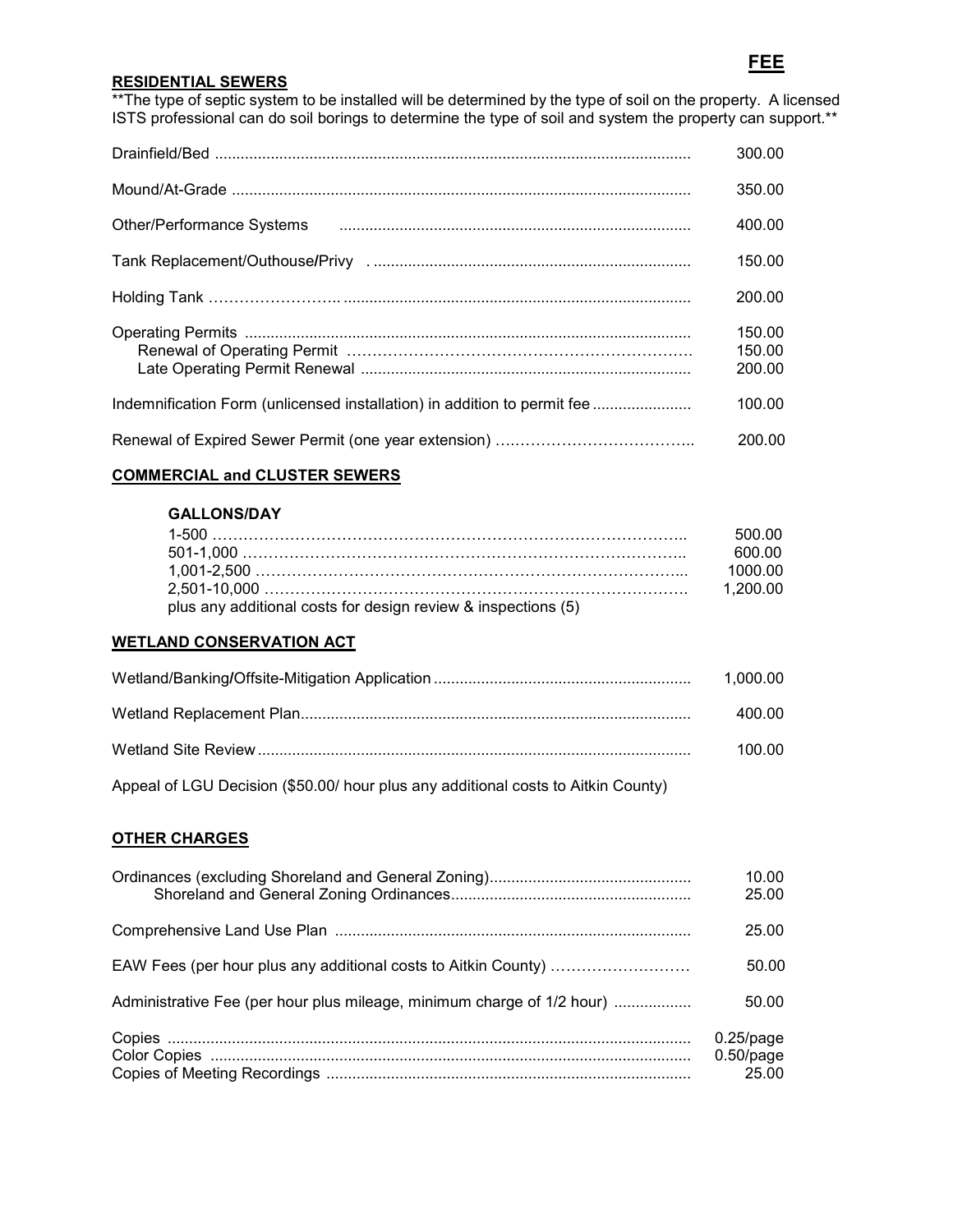**FEE**

**RESIDENTIAL SEWERS**

**The type of septic system to be installed will be determined by the type of soil on the property. A licensed ISTS professional can do soil borings to determine the type of soil and system the property can support.**

| | |
|---|---|
| Drainfield/Bed | 300.00 |
| Mound/At-Grade | 350.00 |
| Other/Performance Systems | 400.00 |
| Tank Replacement/Outhouse/Privy | 150.00 |
| Holding Tank | 200.00 |
| Operating Permits | 150.00 |
| Renewal of Operating Permit | 150.00 |
| Late Operating Permit Renewal | 200.00 |
| Indemnification Form (unlicensed installation) in addition to permit fee | 100.00 |
| Renewal of Expired Sewer Permit (one year extension) | 200.00 |

**COMMERCIAL and CLUSTER SEWERS**

| **GALLONS/DAY** | |
|---|---|
| 1-500 | 500.00 |
| 501-1,000 | 600.00 |
| 1,001-2,500 | 1000.00 |
| 2,501-10,000 | 1,200.00 |

plus any additional costs for design review & inspections (5)

**WETLAND CONSERVATION ACT**

| | |
|---|---|
| Wetland/Banking/Offsite-Mitigation Application | 1,000.00 |
| Wetland Replacement Plan | 400.00 |
| Wetland Site Review | 100.00 |

Appeal of LGU Decision ($50.00/ hour plus any additional costs to Aitkin County)

**OTHER CHARGES**

| | |
|---|---|
| Ordinances (excluding Shoreland and General Zoning) | 10.00 |
| Shoreland and General Zoning Ordinances | 25.00 |
| Comprehensive Land Use Plan | 25.00 |
| EAW Fees (per hour plus any additional costs to Aitkin County) | 50.00 |
| Administrative Fee (per hour plus mileage, minimum charge of 1/2 hour) | 50.00 |
| Copies | 0.25/page |
| Color Copies | 0.50/page |
| Copies of Meeting Recordings | 25.00 |